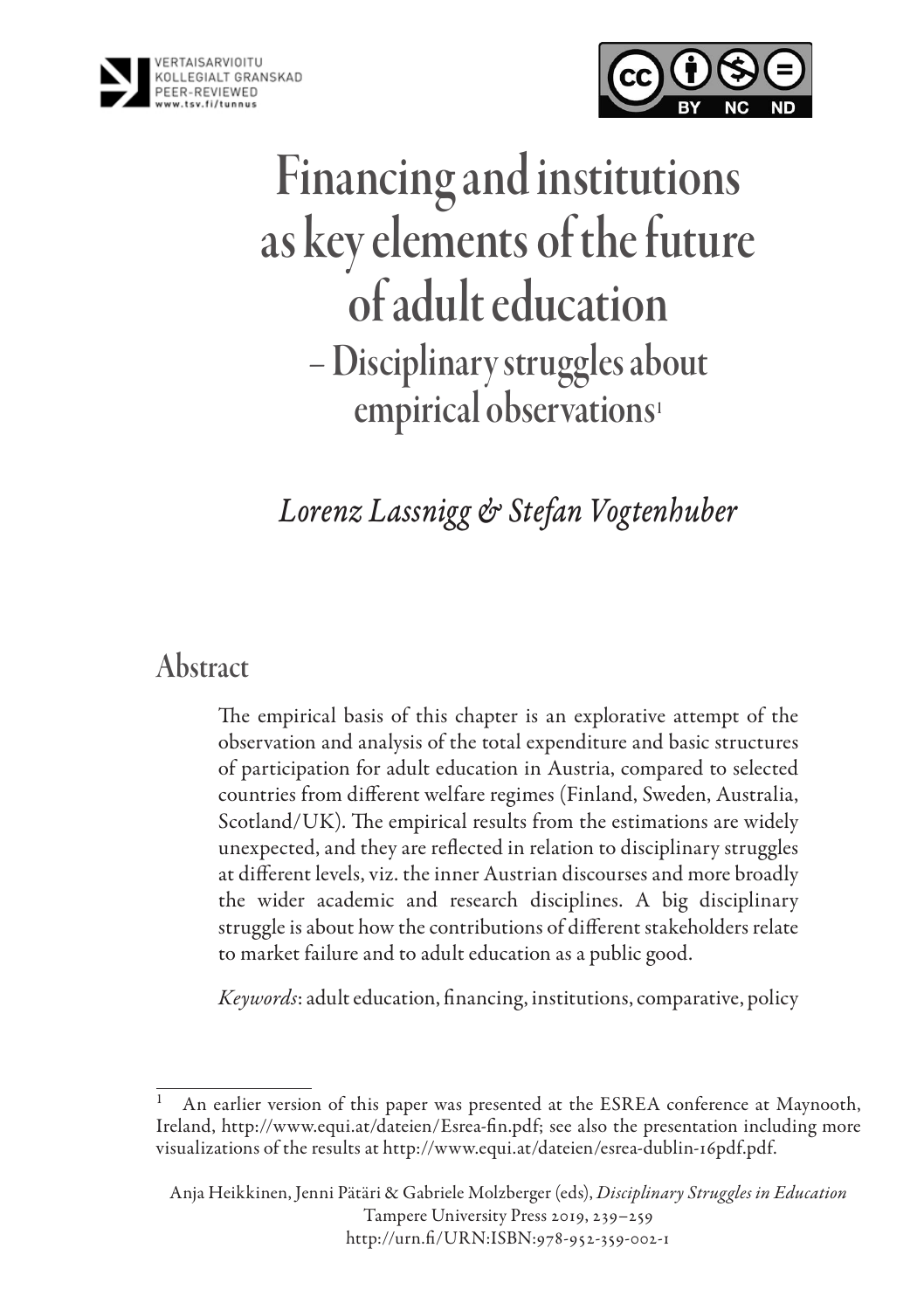# Financing and institutions as key elements of the future of adult education

## – Disciplinary struggles about empirical observations[1]

*Lorenz Lassnigg & Stefan Vogtenhuber*

## Abstract

The empirical basis of this chapter is an explorative attempt of the observation and analysis of the total expenditure and basic structures of participation for adult education in Austria, compared to selected countries from different welfare regimes (Finland, Sweden, Australia, Scotland/UK). The empirical results from the estimations are widely unexpected, and they are reflected in relation to disciplinary struggles at different levels, viz. the inner Austrian discourses and more broadly the wider academic and research disciplines. A big disciplinary struggle is about how the contributions of different stakeholders relate to market failure and to adult education as a public good.

*Keywords*: adult education, financing, institutions, comparative, policy

---

[1] An earlier version of this paper was presented at the ESREA conference at Maynooth, Ireland, http://www.equi.at/dateien/Esrea-fin.pdf; see also the presentation including more visualizations of the results at http://www.equi.at/dateien/esrea-dublin-16pdf.pdf.

Anja Heikkinen, Jenni Pätäri & Gabriele Molzberger (eds), *Disciplinary Struggles in Education*
Tampere University Press 2019, 239–259
http://urn.fi/URN:ISBN:978-952-359-002-1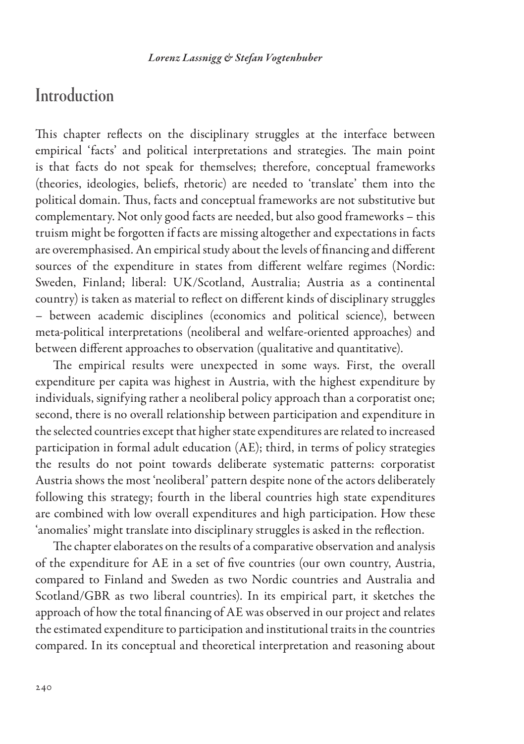## Introduction

This chapter reflects on the disciplinary struggles at the interface between empirical 'facts' and political interpretations and strategies. The main point is that facts do not speak for themselves; therefore, conceptual frameworks (theories, ideologies, beliefs, rhetoric) are needed to 'translate' them into the political domain. Thus, facts and conceptual frameworks are not substitutive but complementary. Not only good facts are needed, but also good frameworks – this truism might be forgotten if facts are missing altogether and expectations in facts are overemphasised. An empirical study about the levels of financing and different sources of the expenditure in states from different welfare regimes (Nordic: Sweden, Finland; liberal: UK/Scotland, Australia; Austria as a continental country) is taken as material to reflect on different kinds of disciplinary struggles – between academic disciplines (economics and political science), between meta-political interpretations (neoliberal and welfare-oriented approaches) and between different approaches to observation (qualitative and quantitative).

The empirical results were unexpected in some ways. First, the overall expenditure per capita was highest in Austria, with the highest expenditure by individuals, signifying rather a neoliberal policy approach than a corporatist one; second, there is no overall relationship between participation and expenditure in the selected countries except that higher state expenditures are related to increased participation in formal adult education (AE); third, in terms of policy strategies the results do not point towards deliberate systematic patterns: corporatist Austria shows the most 'neoliberal' pattern despite none of the actors deliberately following this strategy; fourth in the liberal countries high state expenditures are combined with low overall expenditures and high participation. How these 'anomalies' might translate into disciplinary struggles is asked in the reflection.

The chapter elaborates on the results of a comparative observation and analysis of the expenditure for AE in a set of five countries (our own country, Austria, compared to Finland and Sweden as two Nordic countries and Australia and Scotland/GBR as two liberal countries). In its empirical part, it sketches the approach of how the total financing of AE was observed in our project and relates the estimated expenditure to participation and institutional traits in the countries compared. In its conceptual and theoretical interpretation and reasoning about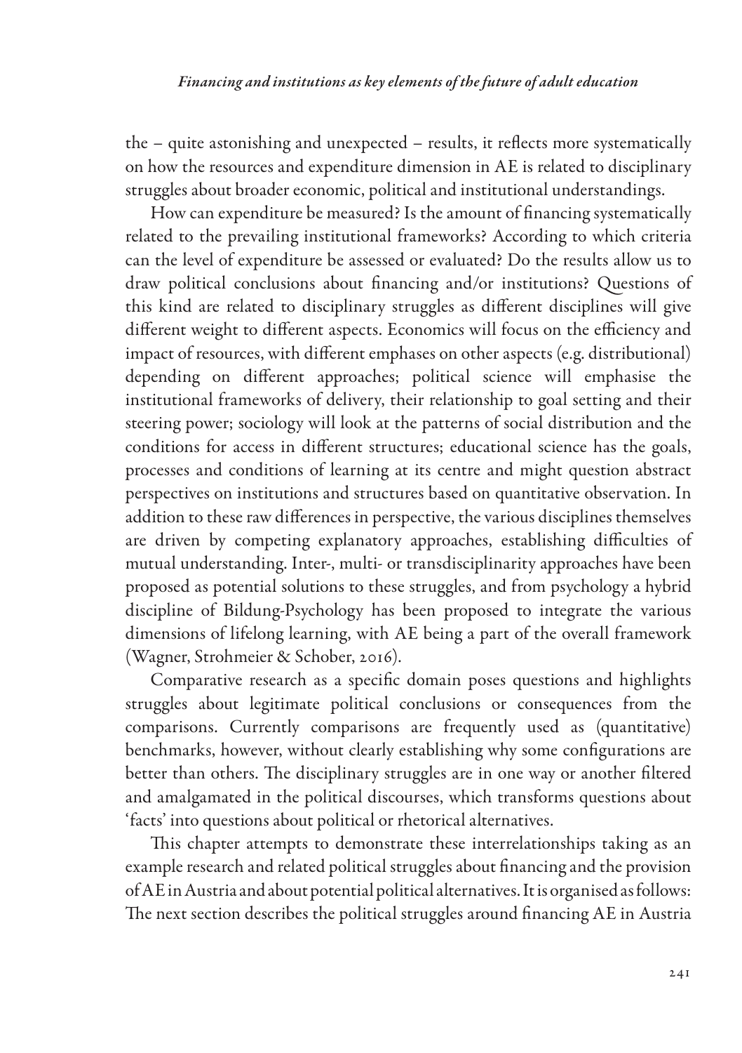the – quite astonishing and unexpected – results, it reflects more systematically on how the resources and expenditure dimension in AE is related to disciplinary struggles about broader economic, political and institutional understandings.

How can expenditure be measured? Is the amount of financing systematically related to the prevailing institutional frameworks? According to which criteria can the level of expenditure be assessed or evaluated? Do the results allow us to draw political conclusions about financing and/or institutions? Questions of this kind are related to disciplinary struggles as different disciplines will give different weight to different aspects. Economics will focus on the efficiency and impact of resources, with different emphases on other aspects (e.g. distributional) depending on different approaches; political science will emphasise the institutional frameworks of delivery, their relationship to goal setting and their steering power; sociology will look at the patterns of social distribution and the conditions for access in different structures; educational science has the goals, processes and conditions of learning at its centre and might question abstract perspectives on institutions and structures based on quantitative observation. In addition to these raw differences in perspective, the various disciplines themselves are driven by competing explanatory approaches, establishing difficulties of mutual understanding. Inter-, multi- or transdisciplinarity approaches have been proposed as potential solutions to these struggles, and from psychology a hybrid discipline of Bildung-Psychology has been proposed to integrate the various dimensions of lifelong learning, with AE being a part of the overall framework (Wagner, Strohmeier & Schober, 2016).

Comparative research as a specific domain poses questions and highlights struggles about legitimate political conclusions or consequences from the comparisons. Currently comparisons are frequently used as (quantitative) benchmarks, however, without clearly establishing why some configurations are better than others. The disciplinary struggles are in one way or another filtered and amalgamated in the political discourses, which transforms questions about 'facts' into questions about political or rhetorical alternatives.

This chapter attempts to demonstrate these interrelationships taking as an example research and related political struggles about financing and the provision of AE in Austria and about potential political alternatives. It is organised as follows: The next section describes the political struggles around financing AE in Austria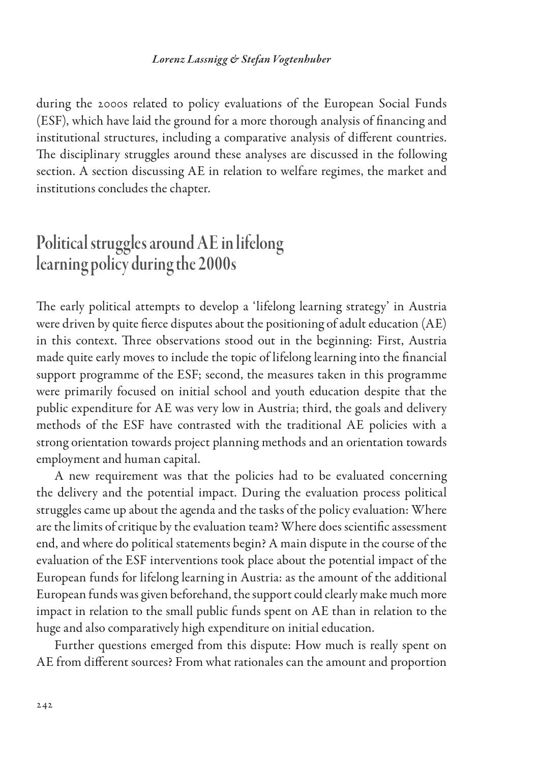during the 2000s related to policy evaluations of the European Social Funds (ESF), which have laid the ground for a more thorough analysis of financing and institutional structures, including a comparative analysis of different countries. The disciplinary struggles around these analyses are discussed in the following section. A section discussing AE in relation to welfare regimes, the market and institutions concludes the chapter.

## Political struggles around AE in lifelong learning policy during the 2000s

The early political attempts to develop a 'lifelong learning strategy' in Austria were driven by quite fierce disputes about the positioning of adult education (AE) in this context. Three observations stood out in the beginning: First, Austria made quite early moves to include the topic of lifelong learning into the financial support programme of the ESF; second, the measures taken in this programme were primarily focused on initial school and youth education despite that the public expenditure for AE was very low in Austria; third, the goals and delivery methods of the ESF have contrasted with the traditional AE policies with a strong orientation towards project planning methods and an orientation towards employment and human capital.

A new requirement was that the policies had to be evaluated concerning the delivery and the potential impact. During the evaluation process political struggles came up about the agenda and the tasks of the policy evaluation: Where are the limits of critique by the evaluation team? Where does scientific assessment end, and where do political statements begin? A main dispute in the course of the evaluation of the ESF interventions took place about the potential impact of the European funds for lifelong learning in Austria: as the amount of the additional European funds was given beforehand, the support could clearly make much more impact in relation to the small public funds spent on AE than in relation to the huge and also comparatively high expenditure on initial education.

Further questions emerged from this dispute: How much is really spent on AE from different sources? From what rationales can the amount and proportion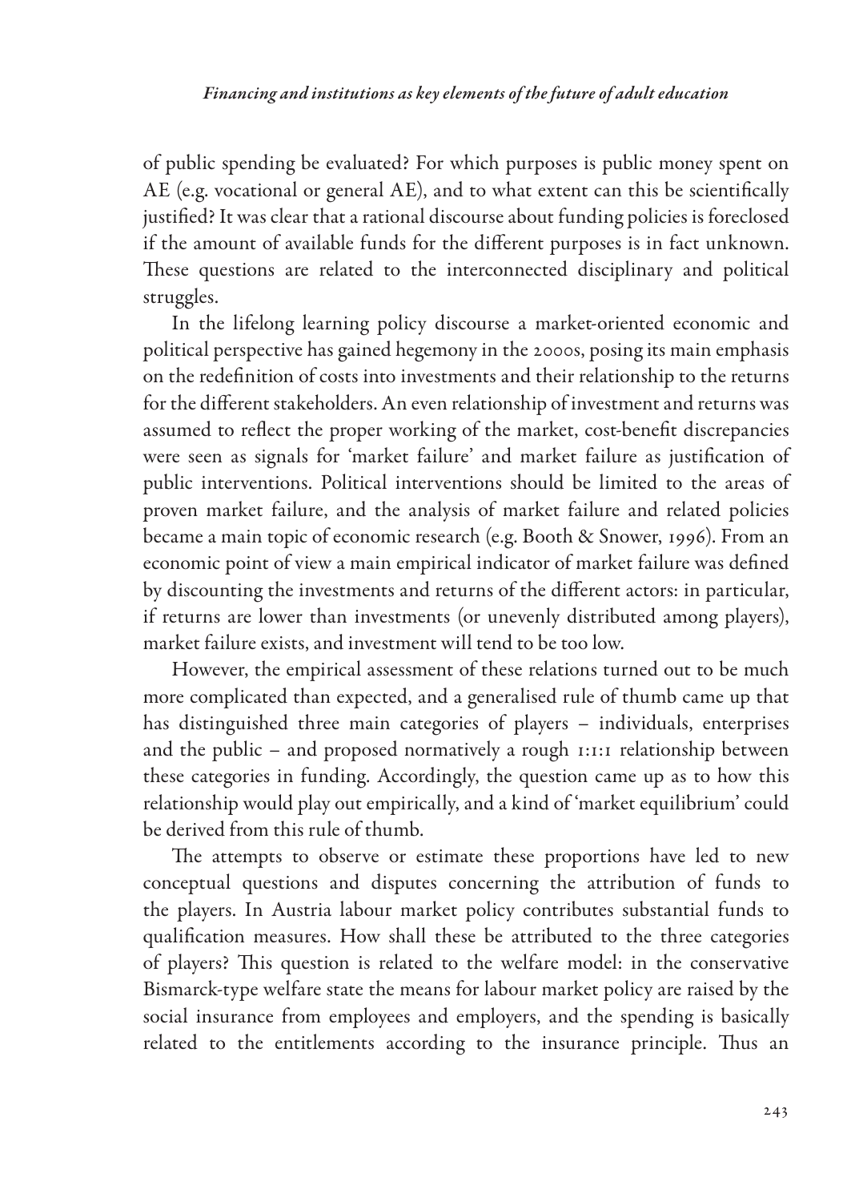of public spending be evaluated? For which purposes is public money spent on AE (e.g. vocational or general AE), and to what extent can this be scientifically justified? It was clear that a rational discourse about funding policies is foreclosed if the amount of available funds for the different purposes is in fact unknown. These questions are related to the interconnected disciplinary and political struggles.

In the lifelong learning policy discourse a market-oriented economic and political perspective has gained hegemony in the 2000s, posing its main emphasis on the redefinition of costs into investments and their relationship to the returns for the different stakeholders. An even relationship of investment and returns was assumed to reflect the proper working of the market, cost-benefit discrepancies were seen as signals for 'market failure' and market failure as justification of public interventions. Political interventions should be limited to the areas of proven market failure, and the analysis of market failure and related policies became a main topic of economic research (e.g. Booth & Snower, 1996). From an economic point of view a main empirical indicator of market failure was defined by discounting the investments and returns of the different actors: in particular, if returns are lower than investments (or unevenly distributed among players), market failure exists, and investment will tend to be too low.

However, the empirical assessment of these relations turned out to be much more complicated than expected, and a generalised rule of thumb came up that has distinguished three main categories of players – individuals, enterprises and the public – and proposed normatively a rough 1:1:1 relationship between these categories in funding. Accordingly, the question came up as to how this relationship would play out empirically, and a kind of 'market equilibrium' could be derived from this rule of thumb.

The attempts to observe or estimate these proportions have led to new conceptual questions and disputes concerning the attribution of funds to the players. In Austria labour market policy contributes substantial funds to qualification measures. How shall these be attributed to the three categories of players? This question is related to the welfare model: in the conservative Bismarck-type welfare state the means for labour market policy are raised by the social insurance from employees and employers, and the spending is basically related to the entitlements according to the insurance principle. Thus an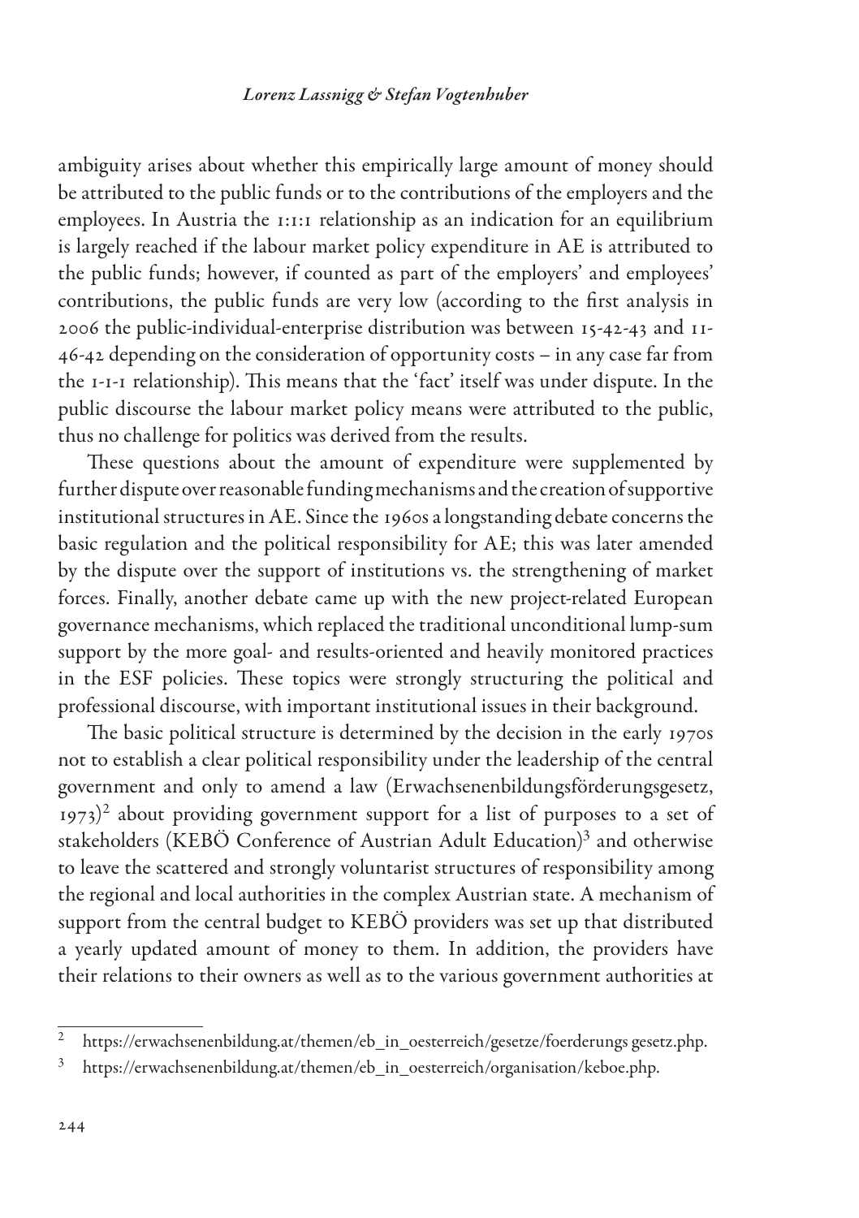ambiguity arises about whether this empirically large amount of money should be attributed to the public funds or to the contributions of the employers and the employees. In Austria the 1:1:1 relationship as an indication for an equilibrium is largely reached if the labour market policy expenditure in AE is attributed to the public funds; however, if counted as part of the employers' and employees' contributions, the public funds are very low (according to the first analysis in 2006 the public-individual-enterprise distribution was between 15-42-43 and 11-46-42 depending on the consideration of opportunity costs – in any case far from the 1-1-1 relationship). This means that the 'fact' itself was under dispute. In the public discourse the labour market policy means were attributed to the public, thus no challenge for politics was derived from the results.

These questions about the amount of expenditure were supplemented by further dispute over reasonable funding mechanisms and the creation of supportive institutional structures in AE. Since the 1960s a longstanding debate concerns the basic regulation and the political responsibility for AE; this was later amended by the dispute over the support of institutions vs. the strengthening of market forces. Finally, another debate came up with the new project-related European governance mechanisms, which replaced the traditional unconditional lump-sum support by the more goal- and results-oriented and heavily monitored practices in the ESF policies. These topics were strongly structuring the political and professional discourse, with important institutional issues in their background.

The basic political structure is determined by the decision in the early 1970s not to establish a clear political responsibility under the leadership of the central government and only to amend a law (Erwachsenenbildungsförderungsgesetz, 1973)[2] about providing government support for a list of purposes to a set of stakeholders (KEBÖ Conference of Austrian Adult Education)[3] and otherwise to leave the scattered and strongly voluntarist structures of responsibility among the regional and local authorities in the complex Austrian state. A mechanism of support from the central budget to KEBÖ providers was set up that distributed a yearly updated amount of money to them. In addition, the providers have their relations to their owners as well as to the various government authorities at

[2] https://erwachsenenbildung.at/themen/eb_in_oesterreich/gesetze/foerderungs gesetz.php.

[3] https://erwachsenenbildung.at/themen/eb_in_oesterreich/organisation/keboe.php.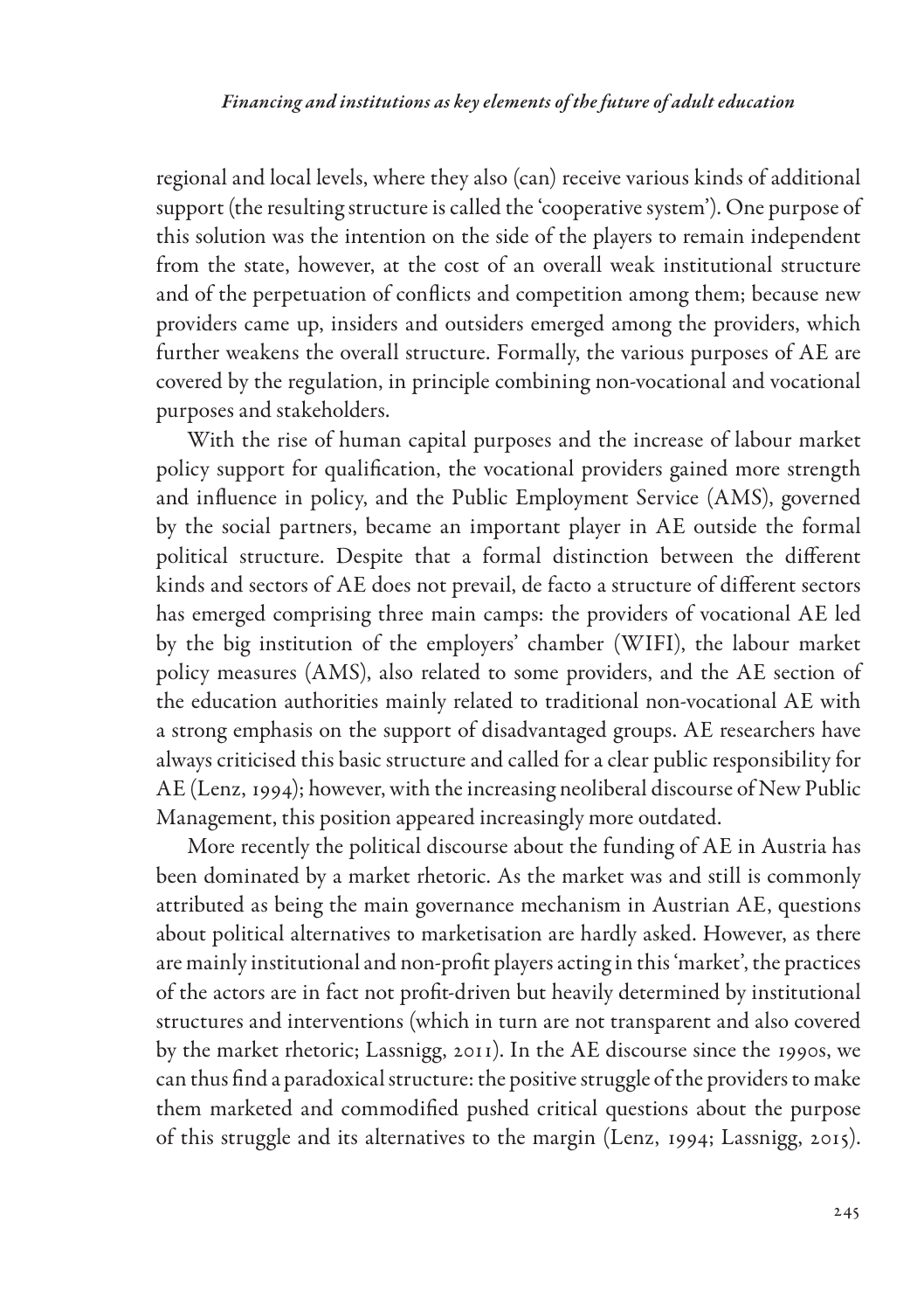regional and local levels, where they also (can) receive various kinds of additional support (the resulting structure is called the 'cooperative system'). One purpose of this solution was the intention on the side of the players to remain independent from the state, however, at the cost of an overall weak institutional structure and of the perpetuation of conflicts and competition among them; because new providers came up, insiders and outsiders emerged among the providers, which further weakens the overall structure. Formally, the various purposes of AE are covered by the regulation, in principle combining non-vocational and vocational purposes and stakeholders.

With the rise of human capital purposes and the increase of labour market policy support for qualification, the vocational providers gained more strength and influence in policy, and the Public Employment Service (AMS), governed by the social partners, became an important player in AE outside the formal political structure. Despite that a formal distinction between the different kinds and sectors of AE does not prevail, de facto a structure of different sectors has emerged comprising three main camps: the providers of vocational AE led by the big institution of the employers' chamber (WIFI), the labour market policy measures (AMS), also related to some providers, and the AE section of the education authorities mainly related to traditional non-vocational AE with a strong emphasis on the support of disadvantaged groups. AE researchers have always criticised this basic structure and called for a clear public responsibility for AE (Lenz, 1994); however, with the increasing neoliberal discourse of New Public Management, this position appeared increasingly more outdated.

More recently the political discourse about the funding of AE in Austria has been dominated by a market rhetoric. As the market was and still is commonly attributed as being the main governance mechanism in Austrian AE, questions about political alternatives to marketisation are hardly asked. However, as there are mainly institutional and non-profit players acting in this 'market', the practices of the actors are in fact not profit-driven but heavily determined by institutional structures and interventions (which in turn are not transparent and also covered by the market rhetoric; Lassnigg, 2011). In the AE discourse since the 1990s, we can thus find a paradoxical structure: the positive struggle of the providers to make them marketed and commodified pushed critical questions about the purpose of this struggle and its alternatives to the margin (Lenz, 1994; Lassnigg, 2015).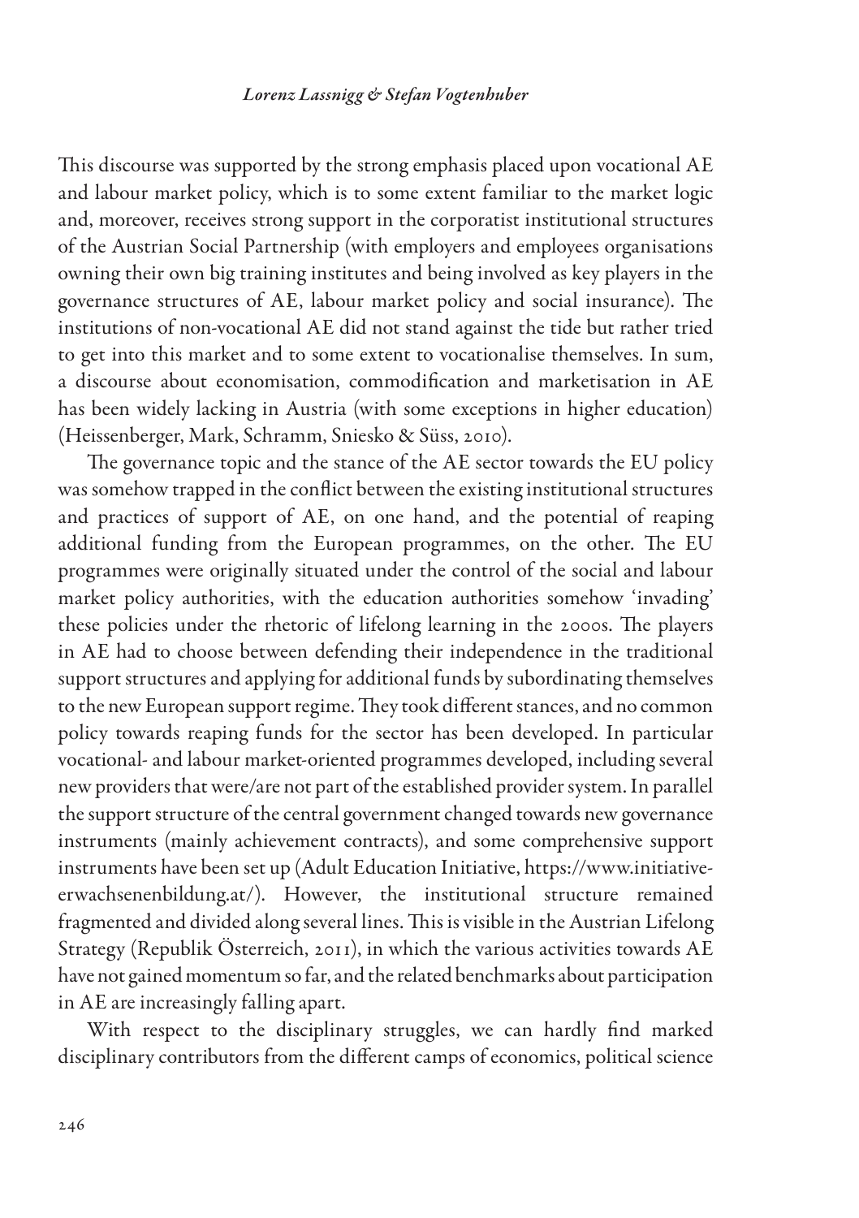This discourse was supported by the strong emphasis placed upon vocational AE and labour market policy, which is to some extent familiar to the market logic and, moreover, receives strong support in the corporatist institutional structures of the Austrian Social Partnership (with employers and employees organisations owning their own big training institutes and being involved as key players in the governance structures of AE, labour market policy and social insurance). The institutions of non-vocational AE did not stand against the tide but rather tried to get into this market and to some extent to vocationalise themselves. In sum, a discourse about economisation, commodification and marketisation in AE has been widely lacking in Austria (with some exceptions in higher education) (Heissenberger, Mark, Schramm, Sniesko & Süss, 2010).

The governance topic and the stance of the AE sector towards the EU policy was somehow trapped in the conflict between the existing institutional structures and practices of support of AE, on one hand, and the potential of reaping additional funding from the European programmes, on the other. The EU programmes were originally situated under the control of the social and labour market policy authorities, with the education authorities somehow 'invading' these policies under the rhetoric of lifelong learning in the 2000s. The players in AE had to choose between defending their independence in the traditional support structures and applying for additional funds by subordinating themselves to the new European support regime. They took different stances, and no common policy towards reaping funds for the sector has been developed. In particular vocational- and labour market-oriented programmes developed, including several new providers that were/are not part of the established provider system. In parallel the support structure of the central government changed towards new governance instruments (mainly achievement contracts), and some comprehensive support instruments have been set up (Adult Education Initiative, https://www.initiative-erwachsenenbildung.at/). However, the institutional structure remained fragmented and divided along several lines. This is visible in the Austrian Lifelong Strategy (Republik Österreich, 2011), in which the various activities towards AE have not gained momentum so far, and the related benchmarks about participation in AE are increasingly falling apart.

With respect to the disciplinary struggles, we can hardly find marked disciplinary contributors from the different camps of economics, political science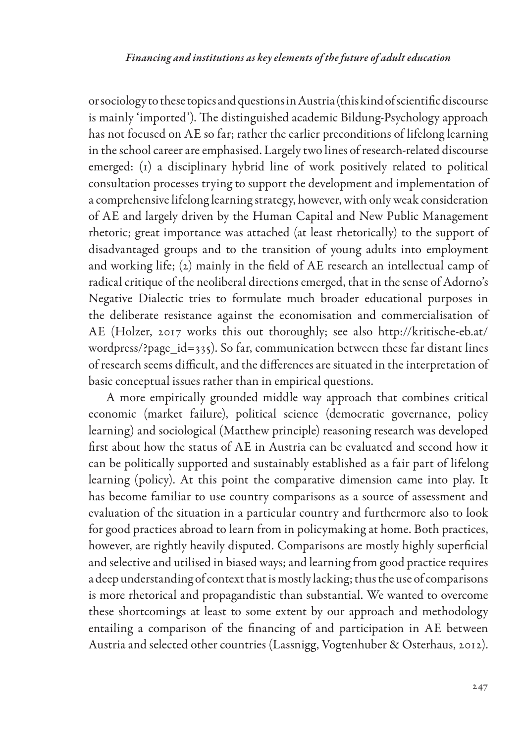or sociology to these topics and questions in Austria (this kind of scientific discourse is mainly 'imported'). The distinguished academic Bildung-Psychology approach has not focused on AE so far; rather the earlier preconditions of lifelong learning in the school career are emphasised. Largely two lines of research-related discourse emerged: (1) a disciplinary hybrid line of work positively related to political consultation processes trying to support the development and implementation of a comprehensive lifelong learning strategy, however, with only weak consideration of AE and largely driven by the Human Capital and New Public Management rhetoric; great importance was attached (at least rhetorically) to the support of disadvantaged groups and to the transition of young adults into employment and working life; (2) mainly in the field of AE research an intellectual camp of radical critique of the neoliberal directions emerged, that in the sense of Adorno's Negative Dialectic tries to formulate much broader educational purposes in the deliberate resistance against the economisation and commercialisation of AE (Holzer, 2017 works this out thoroughly; see also http://kritische-eb.at/wordpress/?page_id=335). So far, communication between these far distant lines of research seems difficult, and the differences are situated in the interpretation of basic conceptual issues rather than in empirical questions.

A more empirically grounded middle way approach that combines critical economic (market failure), political science (democratic governance, policy learning) and sociological (Matthew principle) reasoning research was developed first about how the status of AE in Austria can be evaluated and second how it can be politically supported and sustainably established as a fair part of lifelong learning (policy). At this point the comparative dimension came into play. It has become familiar to use country comparisons as a source of assessment and evaluation of the situation in a particular country and furthermore also to look for good practices abroad to learn from in policymaking at home. Both practices, however, are rightly heavily disputed. Comparisons are mostly highly superficial and selective and utilised in biased ways; and learning from good practice requires a deep understanding of context that is mostly lacking; thus the use of comparisons is more rhetorical and propagandistic than substantial. We wanted to overcome these shortcomings at least to some extent by our approach and methodology entailing a comparison of the financing of and participation in AE between Austria and selected other countries (Lassnigg, Vogtenhuber & Osterhaus, 2012).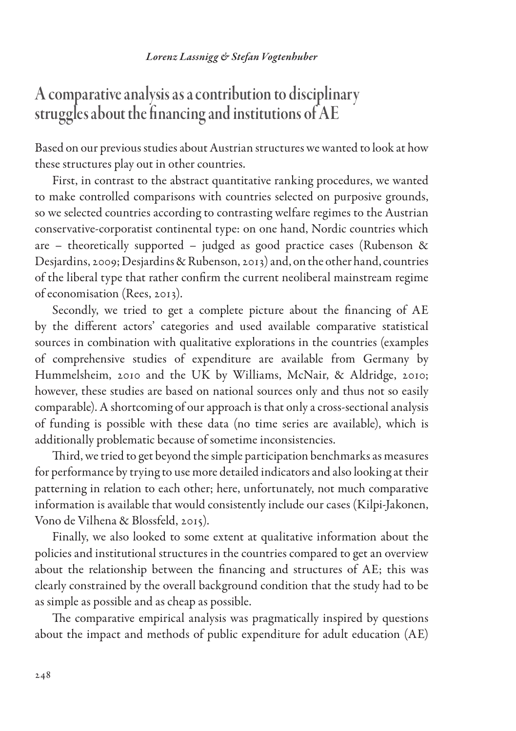*Lorenz Lassnigg & Stefan Vogtenhuber*

## A comparative analysis as a contribution to disciplinary struggles about the financing and institutions of AE

Based on our previous studies about Austrian structures we wanted to look at how these structures play out in other countries.

First, in contrast to the abstract quantitative ranking procedures, we wanted to make controlled comparisons with countries selected on purposive grounds, so we selected countries according to contrasting welfare regimes to the Austrian conservative-corporatist continental type: on one hand, Nordic countries which are – theoretically supported – judged as good practice cases (Rubenson & Desjardins, 2009; Desjardins & Rubenson, 2013) and, on the other hand, countries of the liberal type that rather confirm the current neoliberal mainstream regime of economisation (Rees, 2013).

Secondly, we tried to get a complete picture about the financing of AE by the different actors' categories and used available comparative statistical sources in combination with qualitative explorations in the countries (examples of comprehensive studies of expenditure are available from Germany by Hummelsheim, 2010 and the UK by Williams, McNair, & Aldridge, 2010; however, these studies are based on national sources only and thus not so easily comparable). A shortcoming of our approach is that only a cross-sectional analysis of funding is possible with these data (no time series are available), which is additionally problematic because of sometime inconsistencies.

Third, we tried to get beyond the simple participation benchmarks as measures for performance by trying to use more detailed indicators and also looking at their patterning in relation to each other; here, unfortunately, not much comparative information is available that would consistently include our cases (Kilpi-Jakonen, Vono de Vilhena & Blossfeld, 2015).

Finally, we also looked to some extent at qualitative information about the policies and institutional structures in the countries compared to get an overview about the relationship between the financing and structures of AE; this was clearly constrained by the overall background condition that the study had to be as simple as possible and as cheap as possible.

The comparative empirical analysis was pragmatically inspired by questions about the impact and methods of public expenditure for adult education (AE)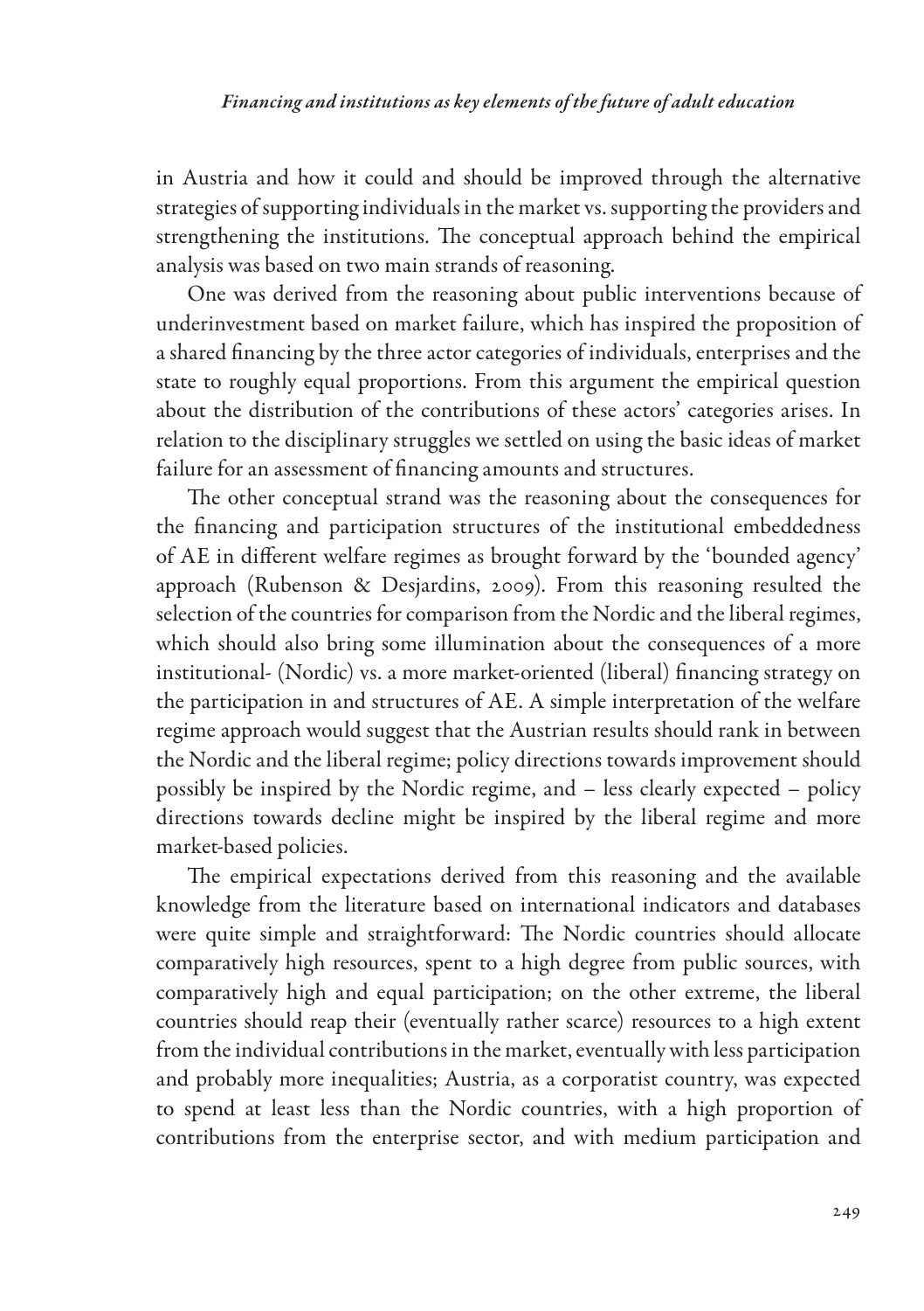in Austria and how it could and should be improved through the alternative strategies of supporting individuals in the market vs. supporting the providers and strengthening the institutions. The conceptual approach behind the empirical analysis was based on two main strands of reasoning.

One was derived from the reasoning about public interventions because of underinvestment based on market failure, which has inspired the proposition of a shared financing by the three actor categories of individuals, enterprises and the state to roughly equal proportions. From this argument the empirical question about the distribution of the contributions of these actors' categories arises. In relation to the disciplinary struggles we settled on using the basic ideas of market failure for an assessment of financing amounts and structures.

The other conceptual strand was the reasoning about the consequences for the financing and participation structures of the institutional embeddedness of AE in different welfare regimes as brought forward by the 'bounded agency' approach (Rubenson & Desjardins, 2009). From this reasoning resulted the selection of the countries for comparison from the Nordic and the liberal regimes, which should also bring some illumination about the consequences of a more institutional- (Nordic) vs. a more market-oriented (liberal) financing strategy on the participation in and structures of AE. A simple interpretation of the welfare regime approach would suggest that the Austrian results should rank in between the Nordic and the liberal regime; policy directions towards improvement should possibly be inspired by the Nordic regime, and – less clearly expected – policy directions towards decline might be inspired by the liberal regime and more market-based policies.

The empirical expectations derived from this reasoning and the available knowledge from the literature based on international indicators and databases were quite simple and straightforward: The Nordic countries should allocate comparatively high resources, spent to a high degree from public sources, with comparatively high and equal participation; on the other extreme, the liberal countries should reap their (eventually rather scarce) resources to a high extent from the individual contributions in the market, eventually with less participation and probably more inequalities; Austria, as a corporatist country, was expected to spend at least less than the Nordic countries, with a high proportion of contributions from the enterprise sector, and with medium participation and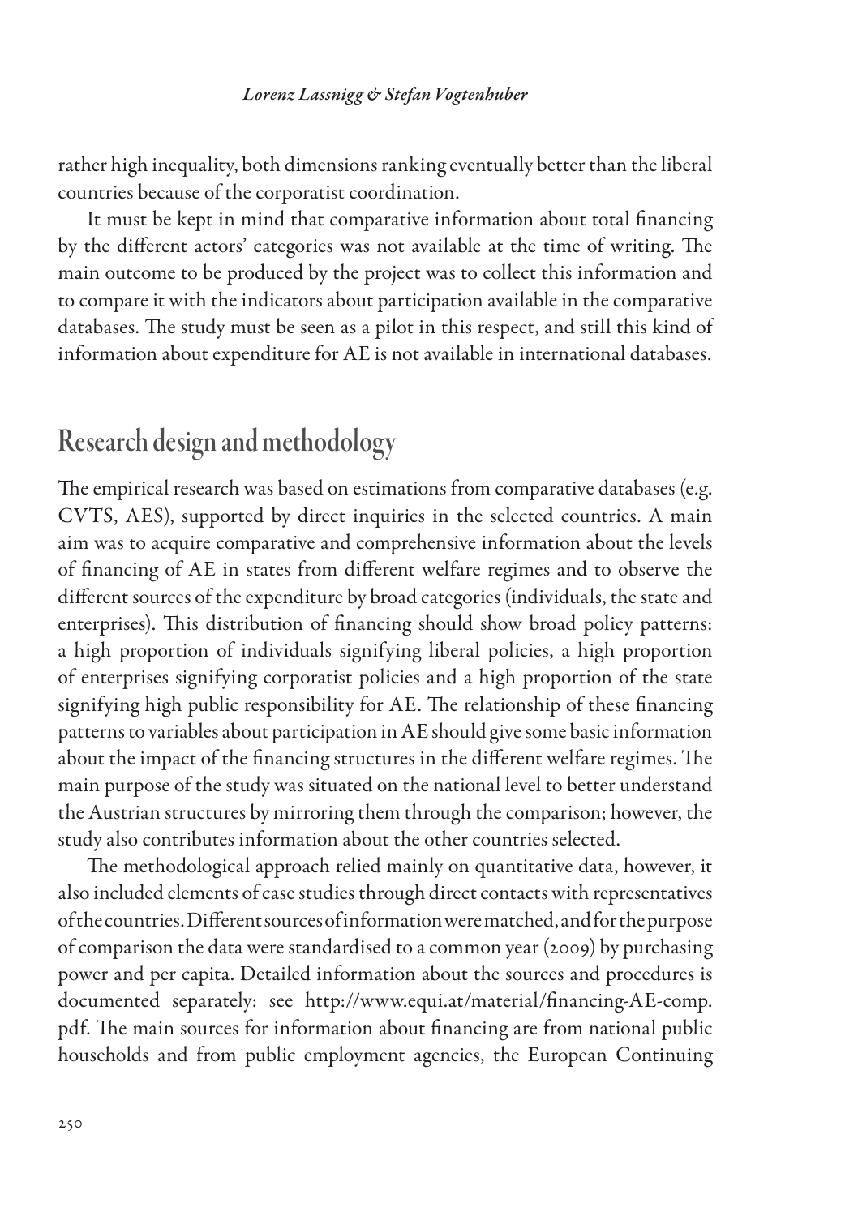rather high inequality, both dimensions ranking eventually better than the liberal countries because of the corporatist coordination.

It must be kept in mind that comparative information about total financing by the different actors' categories was not available at the time of writing. The main outcome to be produced by the project was to collect this information and to compare it with the indicators about participation available in the comparative databases. The study must be seen as a pilot in this respect, and still this kind of information about expenditure for AE is not available in international databases.

## Research design and methodology

The empirical research was based on estimations from comparative databases (e.g. CVTS, AES), supported by direct inquiries in the selected countries. A main aim was to acquire comparative and comprehensive information about the levels of financing of AE in states from different welfare regimes and to observe the different sources of the expenditure by broad categories (individuals, the state and enterprises). This distribution of financing should show broad policy patterns: a high proportion of individuals signifying liberal policies, a high proportion of enterprises signifying corporatist policies and a high proportion of the state signifying high public responsibility for AE. The relationship of these financing patterns to variables about participation in AE should give some basic information about the impact of the financing structures in the different welfare regimes. The main purpose of the study was situated on the national level to better understand the Austrian structures by mirroring them through the comparison; however, the study also contributes information about the other countries selected.

The methodological approach relied mainly on quantitative data, however, it also included elements of case studies through direct contacts with representatives of the countries. Different sources of information were matched, and for the purpose of comparison the data were standardised to a common year (2009) by purchasing power and per capita. Detailed information about the sources and procedures is documented separately: see http://www.equi.at/material/financing-AE-comp.pdf. The main sources for information about financing are from national public households and from public employment agencies, the European Continuing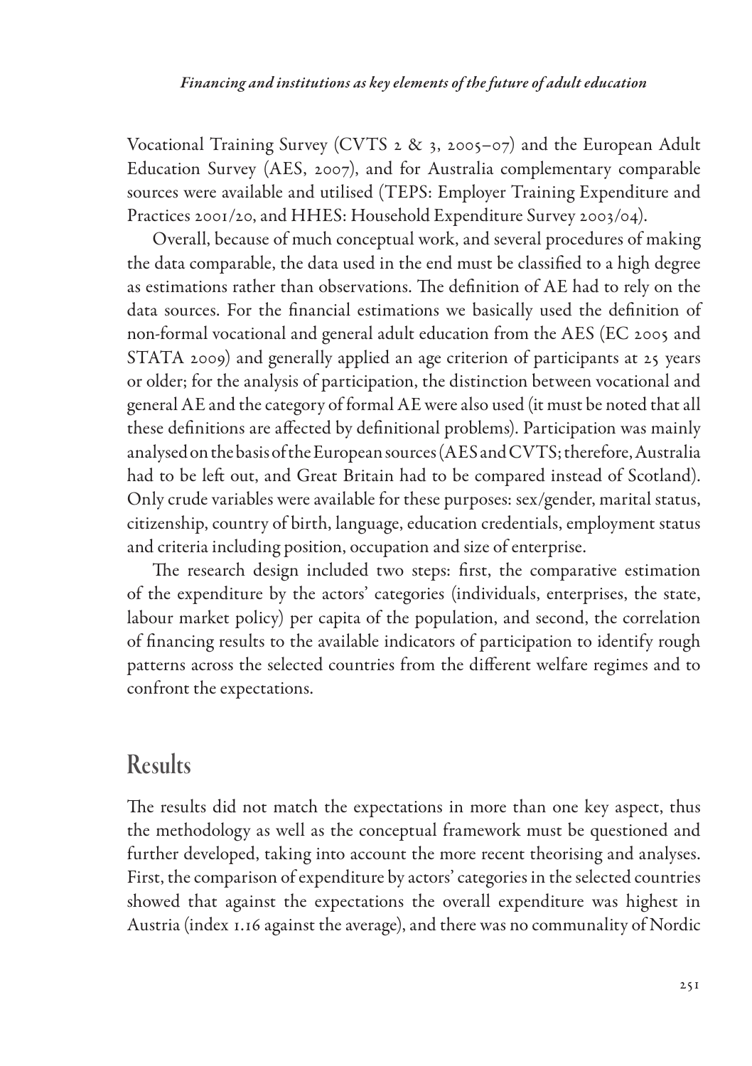Vocational Training Survey (CVTS 2 & 3, 2005–07) and the European Adult Education Survey (AES, 2007), and for Australia complementary comparable sources were available and utilised (TEPS: Employer Training Expenditure and Practices 2001/20, and HHES: Household Expenditure Survey 2003/04).

Overall, because of much conceptual work, and several procedures of making the data comparable, the data used in the end must be classified to a high degree as estimations rather than observations. The definition of AE had to rely on the data sources. For the financial estimations we basically used the definition of non-formal vocational and general adult education from the AES (EC 2005 and STATA 2009) and generally applied an age criterion of participants at 25 years or older; for the analysis of participation, the distinction between vocational and general AE and the category of formal AE were also used (it must be noted that all these definitions are affected by definitional problems). Participation was mainly analysed on the basis of the European sources (AES and CVTS; therefore, Australia had to be left out, and Great Britain had to be compared instead of Scotland). Only crude variables were available for these purposes: sex/gender, marital status, citizenship, country of birth, language, education credentials, employment status and criteria including position, occupation and size of enterprise.

The research design included two steps: first, the comparative estimation of the expenditure by the actors' categories (individuals, enterprises, the state, labour market policy) per capita of the population, and second, the correlation of financing results to the available indicators of participation to identify rough patterns across the selected countries from the different welfare regimes and to confront the expectations.

## Results

The results did not match the expectations in more than one key aspect, thus the methodology as well as the conceptual framework must be questioned and further developed, taking into account the more recent theorising and analyses. First, the comparison of expenditure by actors' categories in the selected countries showed that against the expectations the overall expenditure was highest in Austria (index 1.16 against the average), and there was no communality of Nordic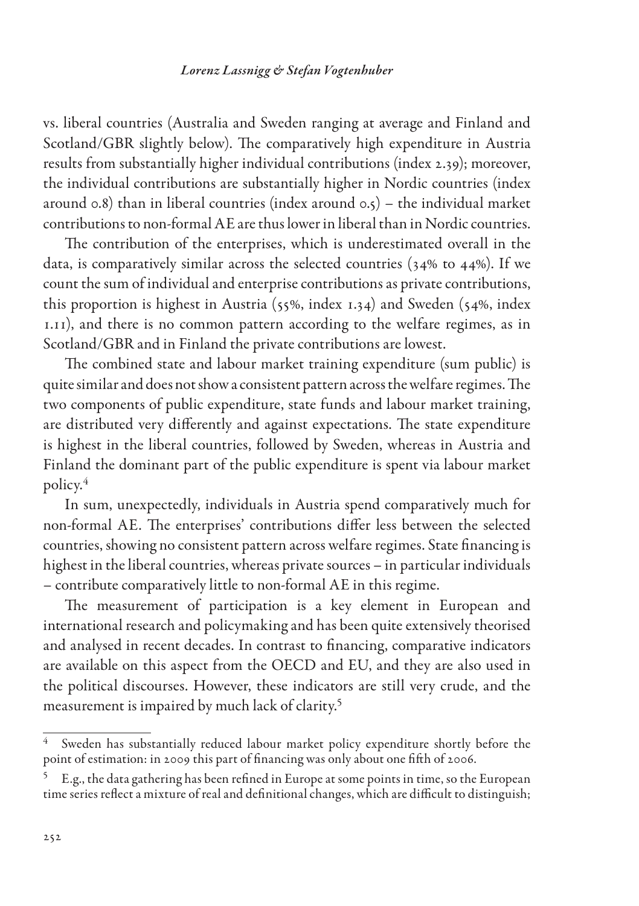vs. liberal countries (Australia and Sweden ranging at average and Finland and Scotland/GBR slightly below). The comparatively high expenditure in Austria results from substantially higher individual contributions (index 2.39); moreover, the individual contributions are substantially higher in Nordic countries (index around 0.8) than in liberal countries (index around 0.5) – the individual market contributions to non-formal AE are thus lower in liberal than in Nordic countries.

The contribution of the enterprises, which is underestimated overall in the data, is comparatively similar across the selected countries (34% to 44%). If we count the sum of individual and enterprise contributions as private contributions, this proportion is highest in Austria (55%, index 1.34) and Sweden (54%, index 1.11), and there is no common pattern according to the welfare regimes, as in Scotland/GBR and in Finland the private contributions are lowest.

The combined state and labour market training expenditure (sum public) is quite similar and does not show a consistent pattern across the welfare regimes. The two components of public expenditure, state funds and labour market training, are distributed very differently and against expectations. The state expenditure is highest in the liberal countries, followed by Sweden, whereas in Austria and Finland the dominant part of the public expenditure is spent via labour market policy.[4]

In sum, unexpectedly, individuals in Austria spend comparatively much for non-formal AE. The enterprises' contributions differ less between the selected countries, showing no consistent pattern across welfare regimes. State financing is highest in the liberal countries, whereas private sources – in particular individuals – contribute comparatively little to non-formal AE in this regime.

The measurement of participation is a key element in European and international research and policymaking and has been quite extensively theorised and analysed in recent decades. In contrast to financing, comparative indicators are available on this aspect from the OECD and EU, and they are also used in the political discourses. However, these indicators are still very crude, and the measurement is impaired by much lack of clarity.[5]

---

[4] Sweden has substantially reduced labour market policy expenditure shortly before the point of estimation: in 2009 this part of financing was only about one fifth of 2006.

[5] E.g., the data gathering has been refined in Europe at some points in time, so the European time series reflect a mixture of real and definitional changes, which are difficult to distinguish;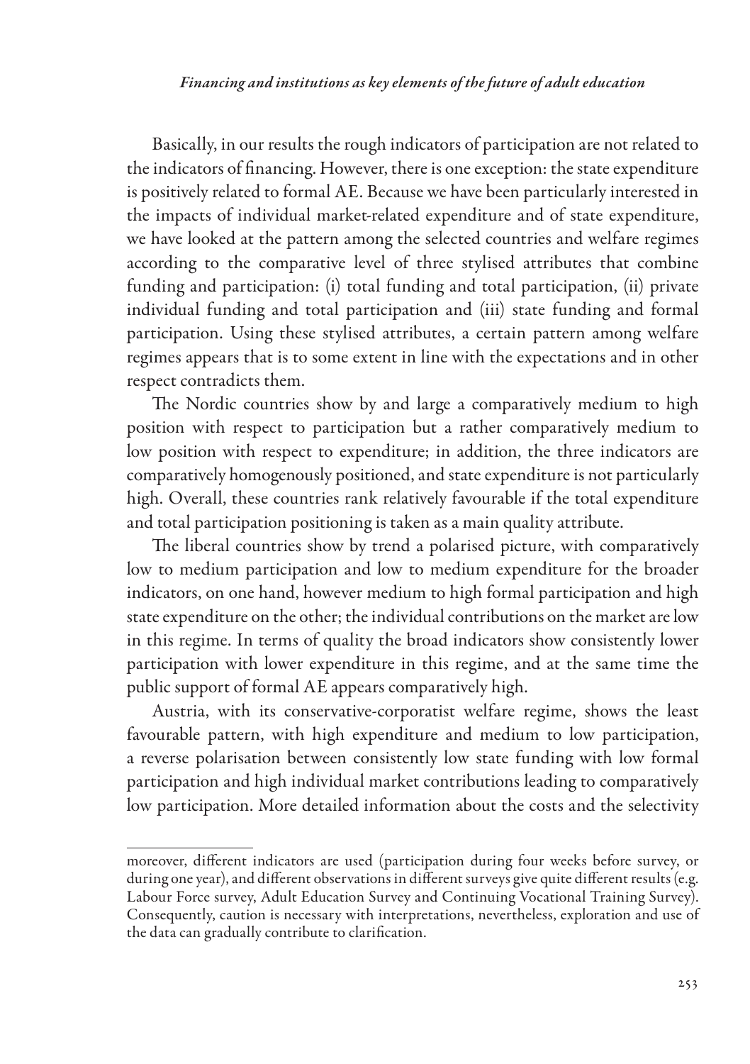Basically, in our results the rough indicators of participation are not related to the indicators of financing. However, there is one exception: the state expenditure is positively related to formal AE. Because we have been particularly interested in the impacts of individual market-related expenditure and of state expenditure, we have looked at the pattern among the selected countries and welfare regimes according to the comparative level of three stylised attributes that combine funding and participation: (i) total funding and total participation, (ii) private individual funding and total participation and (iii) state funding and formal participation. Using these stylised attributes, a certain pattern among welfare regimes appears that is to some extent in line with the expectations and in other respect contradicts them.

The Nordic countries show by and large a comparatively medium to high position with respect to participation but a rather comparatively medium to low position with respect to expenditure; in addition, the three indicators are comparatively homogenously positioned, and state expenditure is not particularly high. Overall, these countries rank relatively favourable if the total expenditure and total participation positioning is taken as a main quality attribute.

The liberal countries show by trend a polarised picture, with comparatively low to medium participation and low to medium expenditure for the broader indicators, on one hand, however medium to high formal participation and high state expenditure on the other; the individual contributions on the market are low in this regime. In terms of quality the broad indicators show consistently lower participation with lower expenditure in this regime, and at the same time the public support of formal AE appears comparatively high.

Austria, with its conservative-corporatist welfare regime, shows the least favourable pattern, with high expenditure and medium to low participation, a reverse polarisation between consistently low state funding with low formal participation and high individual market contributions leading to comparatively low participation. More detailed information about the costs and the selectivity

---

moreover, different indicators are used (participation during four weeks before survey, or during one year), and different observations in different surveys give quite different results (e.g. Labour Force survey, Adult Education Survey and Continuing Vocational Training Survey). Consequently, caution is necessary with interpretations, nevertheless, exploration and use of the data can gradually contribute to clarification.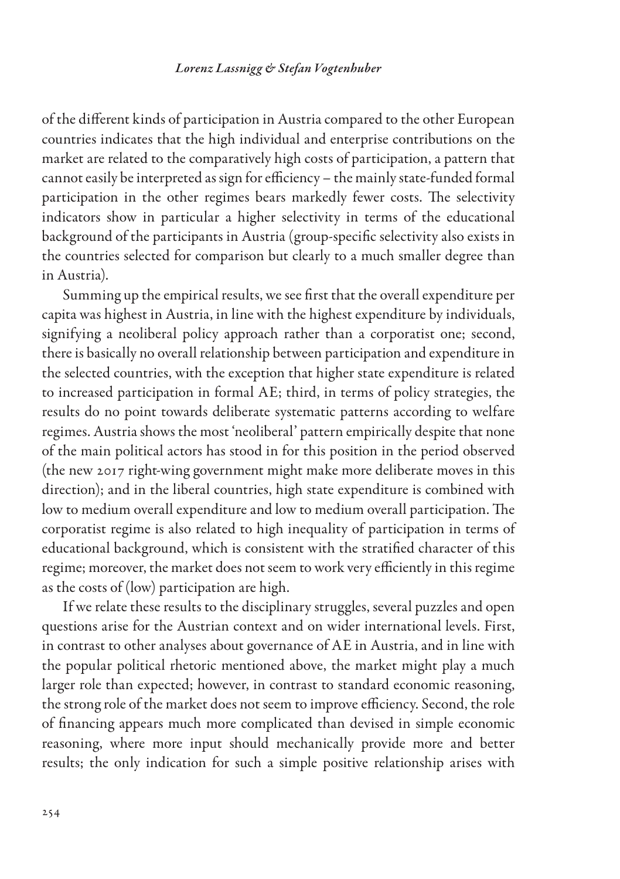of the different kinds of participation in Austria compared to the other European countries indicates that the high individual and enterprise contributions on the market are related to the comparatively high costs of participation, a pattern that cannot easily be interpreted as sign for efficiency – the mainly state-funded formal participation in the other regimes bears markedly fewer costs. The selectivity indicators show in particular a higher selectivity in terms of the educational background of the participants in Austria (group-specific selectivity also exists in the countries selected for comparison but clearly to a much smaller degree than in Austria).

Summing up the empirical results, we see first that the overall expenditure per capita was highest in Austria, in line with the highest expenditure by individuals, signifying a neoliberal policy approach rather than a corporatist one; second, there is basically no overall relationship between participation and expenditure in the selected countries, with the exception that higher state expenditure is related to increased participation in formal AE; third, in terms of policy strategies, the results do no point towards deliberate systematic patterns according to welfare regimes. Austria shows the most 'neoliberal' pattern empirically despite that none of the main political actors has stood in for this position in the period observed (the new 2017 right-wing government might make more deliberate moves in this direction); and in the liberal countries, high state expenditure is combined with low to medium overall expenditure and low to medium overall participation. The corporatist regime is also related to high inequality of participation in terms of educational background, which is consistent with the stratified character of this regime; moreover, the market does not seem to work very efficiently in this regime as the costs of (low) participation are high.

If we relate these results to the disciplinary struggles, several puzzles and open questions arise for the Austrian context and on wider international levels. First, in contrast to other analyses about governance of AE in Austria, and in line with the popular political rhetoric mentioned above, the market might play a much larger role than expected; however, in contrast to standard economic reasoning, the strong role of the market does not seem to improve efficiency. Second, the role of financing appears much more complicated than devised in simple economic reasoning, where more input should mechanically provide more and better results; the only indication for such a simple positive relationship arises with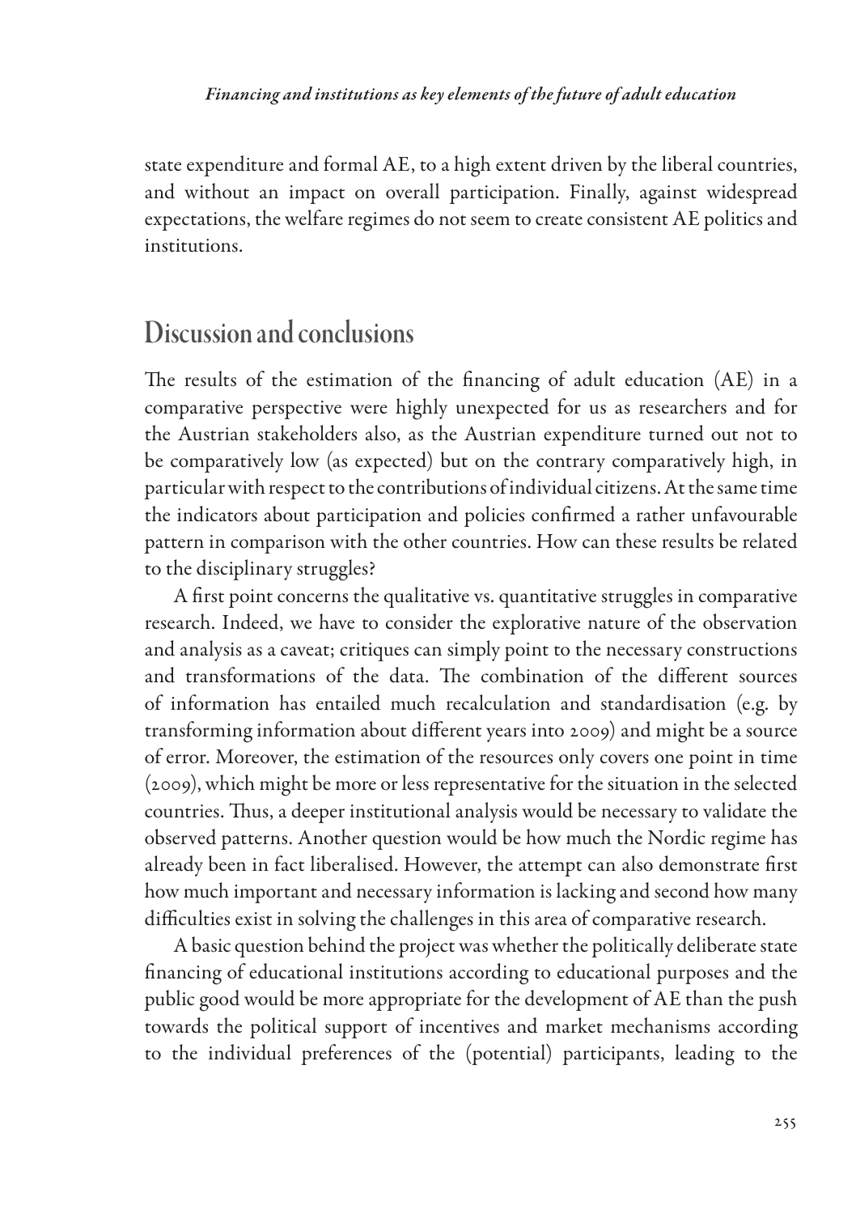state expenditure and formal AE, to a high extent driven by the liberal countries, and without an impact on overall participation. Finally, against widespread expectations, the welfare regimes do not seem to create consistent AE politics and institutions.

## Discussion and conclusions

The results of the estimation of the financing of adult education (AE) in a comparative perspective were highly unexpected for us as researchers and for the Austrian stakeholders also, as the Austrian expenditure turned out not to be comparatively low (as expected) but on the contrary comparatively high, in particular with respect to the contributions of individual citizens. At the same time the indicators about participation and policies confirmed a rather unfavourable pattern in comparison with the other countries. How can these results be related to the disciplinary struggles?

A first point concerns the qualitative vs. quantitative struggles in comparative research. Indeed, we have to consider the explorative nature of the observation and analysis as a caveat; critiques can simply point to the necessary constructions and transformations of the data. The combination of the different sources of information has entailed much recalculation and standardisation (e.g. by transforming information about different years into 2009) and might be a source of error. Moreover, the estimation of the resources only covers one point in time (2009), which might be more or less representative for the situation in the selected countries. Thus, a deeper institutional analysis would be necessary to validate the observed patterns. Another question would be how much the Nordic regime has already been in fact liberalised. However, the attempt can also demonstrate first how much important and necessary information is lacking and second how many difficulties exist in solving the challenges in this area of comparative research.

A basic question behind the project was whether the politically deliberate state financing of educational institutions according to educational purposes and the public good would be more appropriate for the development of AE than the push towards the political support of incentives and market mechanisms according to the individual preferences of the (potential) participants, leading to the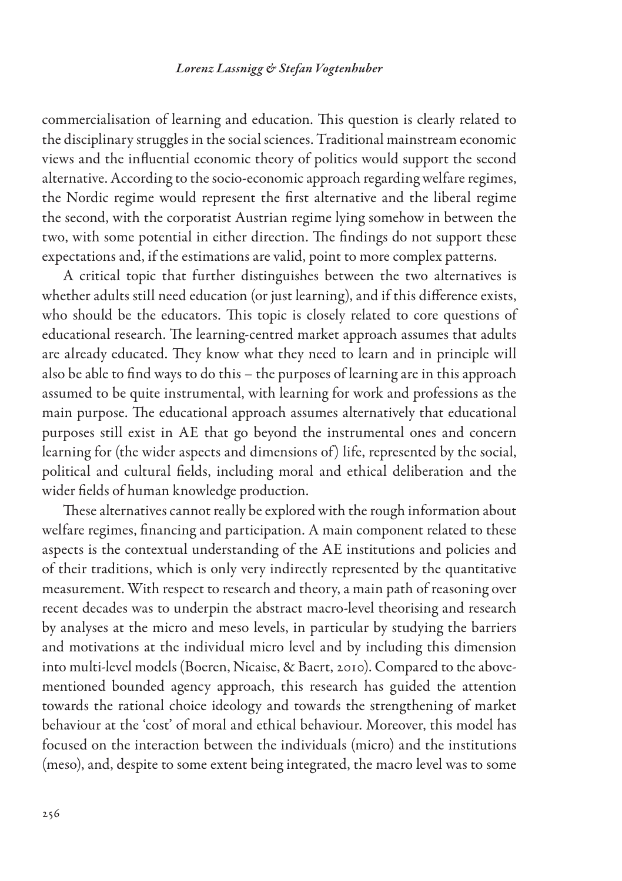commercialisation of learning and education. This question is clearly related to the disciplinary struggles in the social sciences. Traditional mainstream economic views and the influential economic theory of politics would support the second alternative. According to the socio-economic approach regarding welfare regimes, the Nordic regime would represent the first alternative and the liberal regime the second, with the corporatist Austrian regime lying somehow in between the two, with some potential in either direction. The findings do not support these expectations and, if the estimations are valid, point to more complex patterns.

A critical topic that further distinguishes between the two alternatives is whether adults still need education (or just learning), and if this difference exists, who should be the educators. This topic is closely related to core questions of educational research. The learning-centred market approach assumes that adults are already educated. They know what they need to learn and in principle will also be able to find ways to do this – the purposes of learning are in this approach assumed to be quite instrumental, with learning for work and professions as the main purpose. The educational approach assumes alternatively that educational purposes still exist in AE that go beyond the instrumental ones and concern learning for (the wider aspects and dimensions of) life, represented by the social, political and cultural fields, including moral and ethical deliberation and the wider fields of human knowledge production.

These alternatives cannot really be explored with the rough information about welfare regimes, financing and participation. A main component related to these aspects is the contextual understanding of the AE institutions and policies and of their traditions, which is only very indirectly represented by the quantitative measurement. With respect to research and theory, a main path of reasoning over recent decades was to underpin the abstract macro-level theorising and research by analyses at the micro and meso levels, in particular by studying the barriers and motivations at the individual micro level and by including this dimension into multi-level models (Boeren, Nicaise, & Baert, 2010). Compared to the above-mentioned bounded agency approach, this research has guided the attention towards the rational choice ideology and towards the strengthening of market behaviour at the 'cost' of moral and ethical behaviour. Moreover, this model has focused on the interaction between the individuals (micro) and the institutions (meso), and, despite to some extent being integrated, the macro level was to some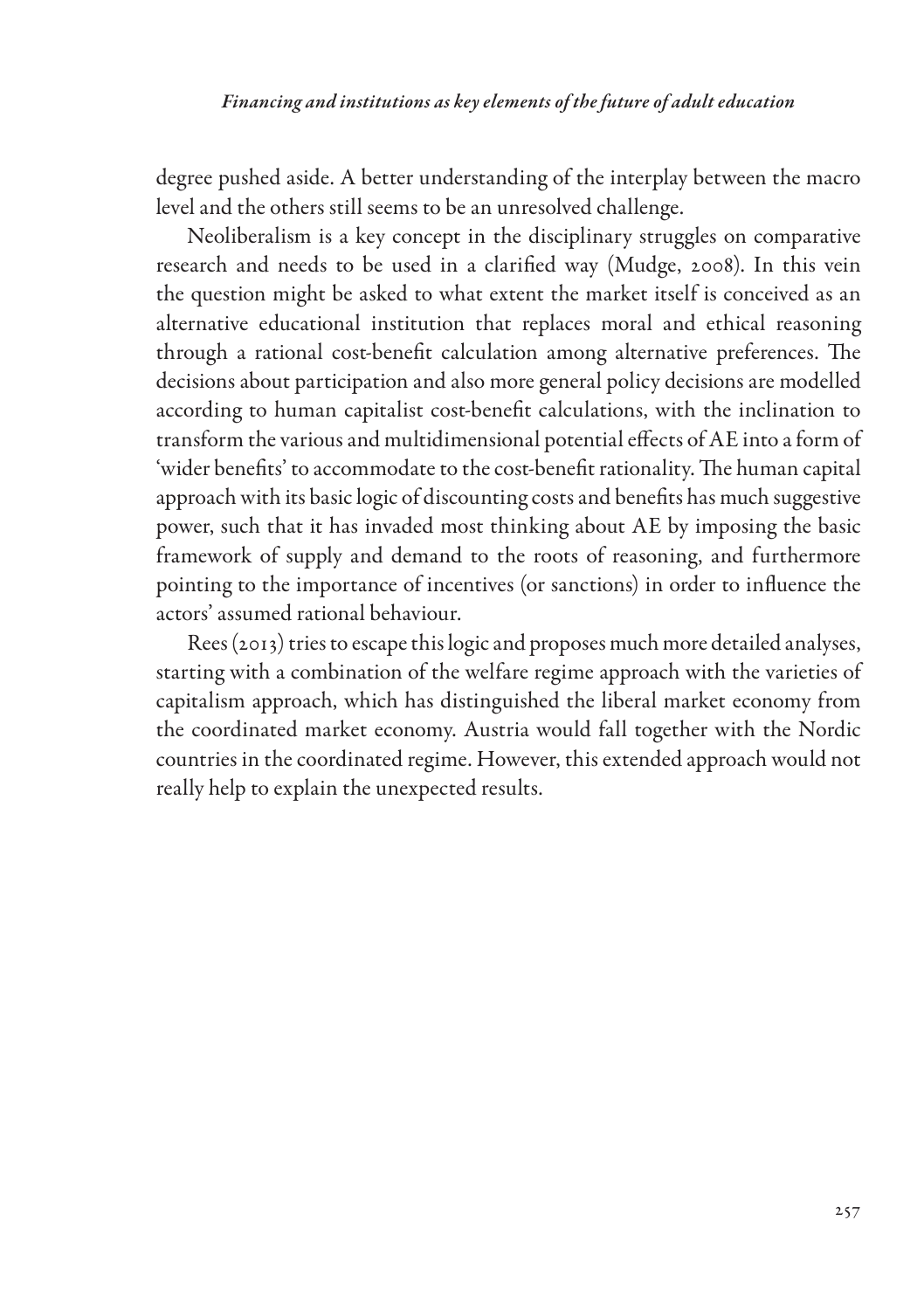degree pushed aside. A better understanding of the interplay between the macro level and the others still seems to be an unresolved challenge.

Neoliberalism is a key concept in the disciplinary struggles on comparative research and needs to be used in a clarified way (Mudge, 2008). In this vein the question might be asked to what extent the market itself is conceived as an alternative educational institution that replaces moral and ethical reasoning through a rational cost-benefit calculation among alternative preferences. The decisions about participation and also more general policy decisions are modelled according to human capitalist cost-benefit calculations, with the inclination to transform the various and multidimensional potential effects of AE into a form of 'wider benefits' to accommodate to the cost-benefit rationality. The human capital approach with its basic logic of discounting costs and benefits has much suggestive power, such that it has invaded most thinking about AE by imposing the basic framework of supply and demand to the roots of reasoning, and furthermore pointing to the importance of incentives (or sanctions) in order to influence the actors' assumed rational behaviour.

Rees (2013) tries to escape this logic and proposes much more detailed analyses, starting with a combination of the welfare regime approach with the varieties of capitalism approach, which has distinguished the liberal market economy from the coordinated market economy. Austria would fall together with the Nordic countries in the coordinated regime. However, this extended approach would not really help to explain the unexpected results.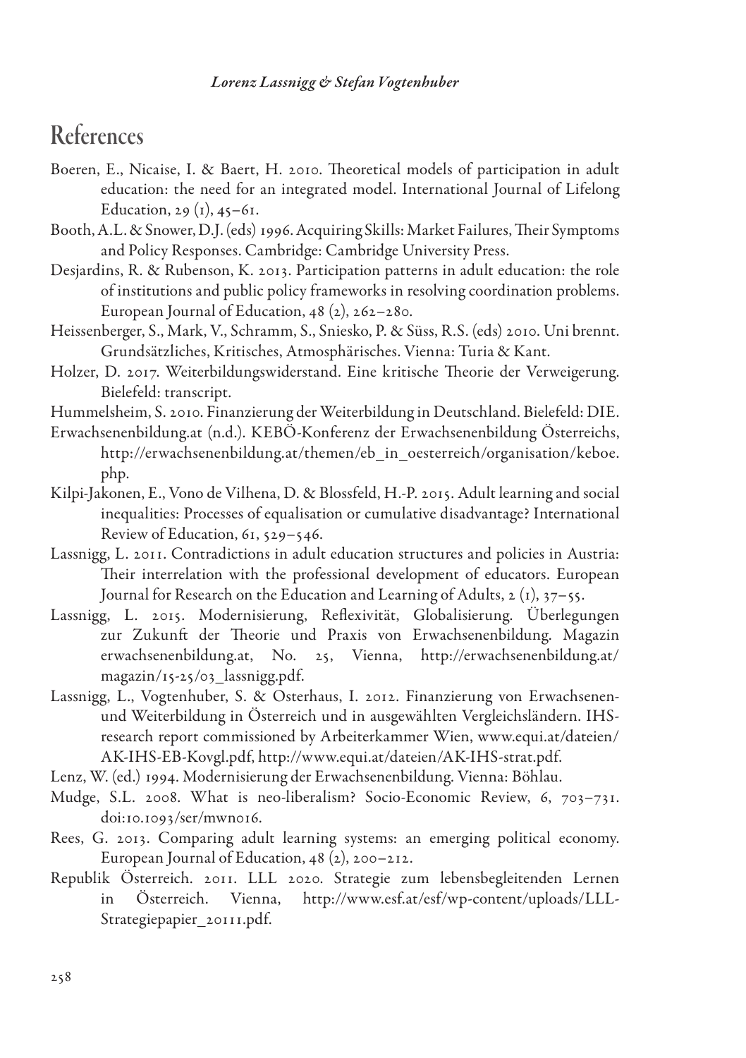## References

Boeren, E., Nicaise, I. & Baert, H. 2010. Theoretical models of participation in adult education: the need for an integrated model. International Journal of Lifelong Education, 29 (1), 45–61.

Booth, A.L. & Snower, D.J. (eds) 1996. Acquiring Skills: Market Failures, Their Symptoms and Policy Responses. Cambridge: Cambridge University Press.

Desjardins, R. & Rubenson, K. 2013. Participation patterns in adult education: the role of institutions and public policy frameworks in resolving coordination problems. European Journal of Education, 48 (2), 262–280.

Heissenberger, S., Mark, V., Schramm, S., Sniesko, P. & Süss, R.S. (eds) 2010. Uni brennt. Grundsätzliches, Kritisches, Atmosphärisches. Vienna: Turia & Kant.

Holzer, D. 2017. Weiterbildungswiderstand. Eine kritische Theorie der Verweigerung. Bielefeld: transcript.

Hummelsheim, S. 2010. Finanzierung der Weiterbildung in Deutschland. Bielefeld: DIE.

Erwachsenenbildung.at (n.d.). KEBÖ-Konferenz der Erwachsenenbildung Österreichs, http://erwachsenenbildung.at/themen/eb_in_oesterreich/organisation/keboe.php.

Kilpi-Jakonen, E., Vono de Vilhena, D. & Blossfeld, H.-P. 2015. Adult learning and social inequalities: Processes of equalisation or cumulative disadvantage? International Review of Education, 61, 529–546.

Lassnigg, L. 2011. Contradictions in adult education structures and policies in Austria: Their interrelation with the professional development of educators. European Journal for Research on the Education and Learning of Adults, 2 (1), 37–55.

Lassnigg, L. 2015. Modernisierung, Reflexivität, Globalisierung. Überlegungen zur Zukunft der Theorie und Praxis von Erwachsenenbildung. Magazin erwachsenenbildung.at, No. 25, Vienna, http://erwachsenenbildung.at/magazin/15-25/03_lassnigg.pdf.

Lassnigg, L., Vogtenhuber, S. & Osterhaus, I. 2012. Finanzierung von Erwachsenen- und Weiterbildung in Österreich und in ausgewählten Vergleichsländern. IHS-research report commissioned by Arbeiterkammer Wien, www.equi.at/dateien/AK-IHS-EB-Kovgl.pdf, http://www.equi.at/dateien/AK-IHS-strat.pdf.

Lenz, W. (ed.) 1994. Modernisierung der Erwachsenenbildung. Vienna: Böhlau.

Mudge, S.L. 2008. What is neo-liberalism? Socio-Economic Review, 6, 703–731. doi:10.1093/ser/mwn016.

Rees, G. 2013. Comparing adult learning systems: an emerging political economy. European Journal of Education, 48 (2), 200–212.

Republik Österreich. 2011. LLL 2020. Strategie zum lebensbegleitenden Lernen in Österreich. Vienna, http://www.esf.at/esf/wp-content/uploads/LLL-Strategiepapier_20111.pdf.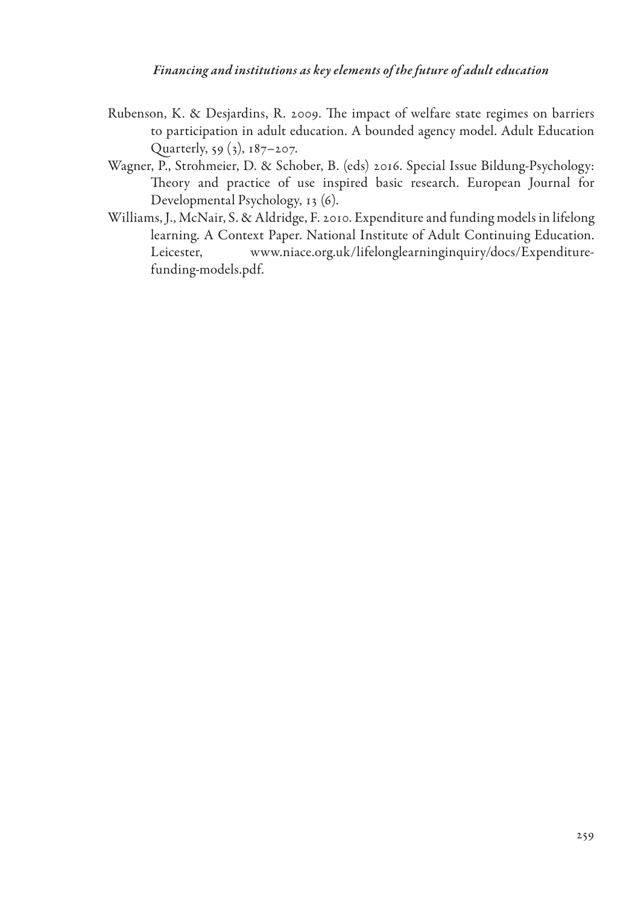Rubenson, K. & Desjardins, R. 2009. The impact of welfare state regimes on barriers to participation in adult education. A bounded agency model. Adult Education Quarterly, 59 (3), 187–207.

Wagner, P., Strohmeier, D. & Schober, B. (eds) 2016. Special Issue Bildung-Psychology: Theory and practice of use inspired basic research. European Journal for Developmental Psychology, 13 (6).

Williams, J., McNair, S. & Aldridge, F. 2010. Expenditure and funding models in lifelong learning. A Context Paper. National Institute of Adult Continuing Education. Leicester, www.niace.org.uk/lifelonglearninginquiry/docs/Expenditure-funding-models.pdf.